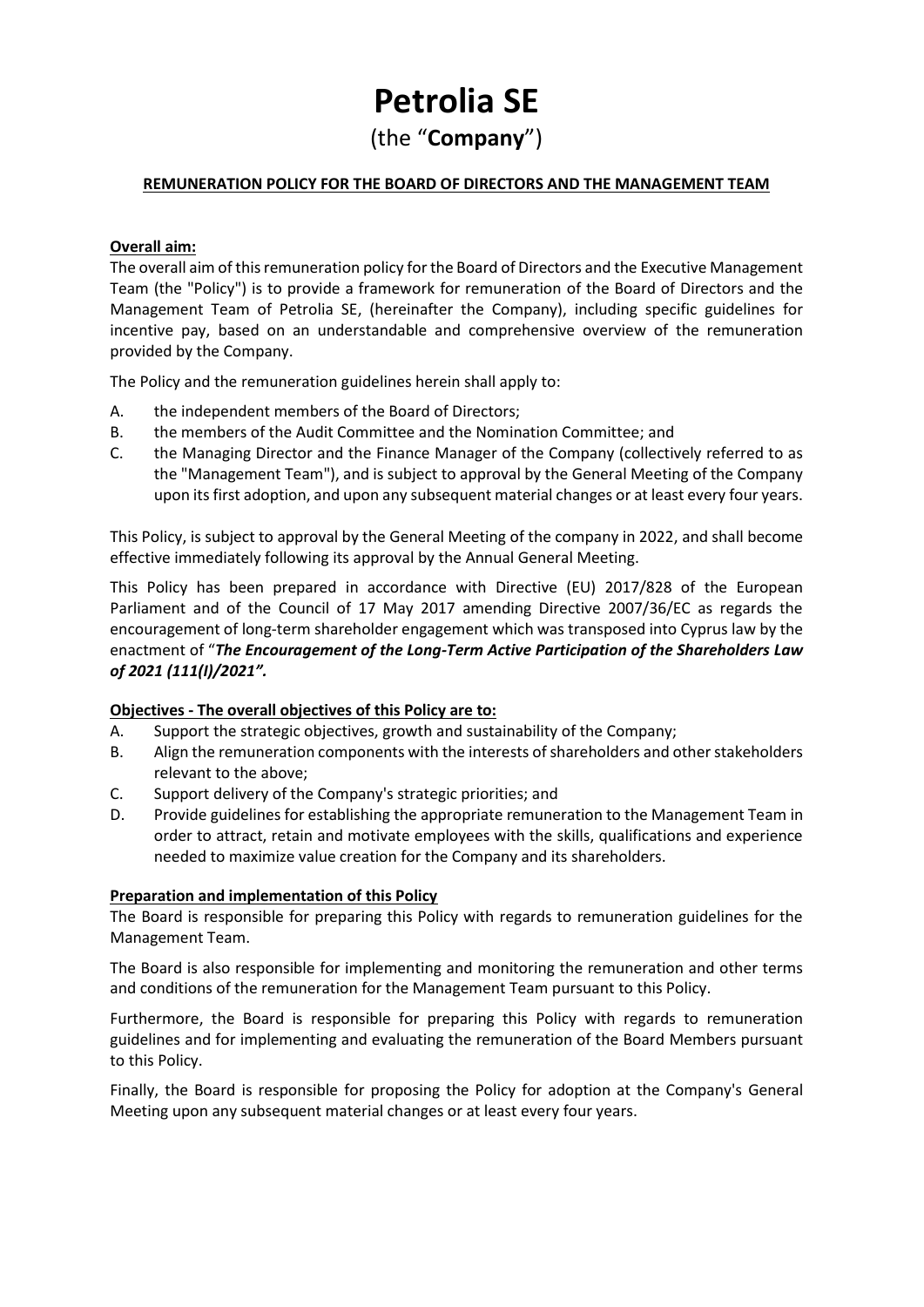# Petrolia SE

## (the "**Company**")

**REMUNERATION POLICY FOR THE BOARD OF DIRECTORS AND THE MANAGEMENT TEAM**

**Overall aim:**

The overall aim of this remuneration policy for the Board of Directors and the Executive Management Team (the "Policy") is to provide a framework for remuneration of the Board of Directors and the Management Team of Petrolia SE, (hereinafter the Company), including specific guidelines for incentive pay, based on an understandable and comprehensive overview of the remuneration provided by the Company.

The Policy and the remuneration guidelines herein shall apply to:

A. the independent members of the Board of Directors;
B. the members of the Audit Committee and the Nomination Committee; and
C. the Managing Director and the Finance Manager of the Company (collectively referred to as the "Management Team"), and is subject to approval by the General Meeting of the Company upon its first adoption, and upon any subsequent material changes or at least every four years.

This Policy, is subject to approval by the General Meeting of the company in 2022, and shall become effective immediately following its approval by the Annual General Meeting.

This Policy has been prepared in accordance with Directive (EU) 2017/828 of the European Parliament and of the Council of 17 May 2017 amending Directive 2007/36/EC as regards the encouragement of long-term shareholder engagement which was transposed into Cyprus law by the enactment of "***The Encouragement of the Long-Term Active Participation of the Shareholders Law of 2021 (111(I)/2021".***

**Objectives - The overall objectives of this Policy are to:**

A. Support the strategic objectives, growth and sustainability of the Company;
B. Align the remuneration components with the interests of shareholders and other stakeholders relevant to the above;
C. Support delivery of the Company's strategic priorities; and
D. Provide guidelines for establishing the appropriate remuneration to the Management Team in order to attract, retain and motivate employees with the skills, qualifications and experience needed to maximize value creation for the Company and its shareholders.

**Preparation and implementation of this Policy**

The Board is responsible for preparing this Policy with regards to remuneration guidelines for the Management Team.

The Board is also responsible for implementing and monitoring the remuneration and other terms and conditions of the remuneration for the Management Team pursuant to this Policy.

Furthermore, the Board is responsible for preparing this Policy with regards to remuneration guidelines and for implementing and evaluating the remuneration of the Board Members pursuant to this Policy.

Finally, the Board is responsible for proposing the Policy for adoption at the Company's General Meeting upon any subsequent material changes or at least every four years.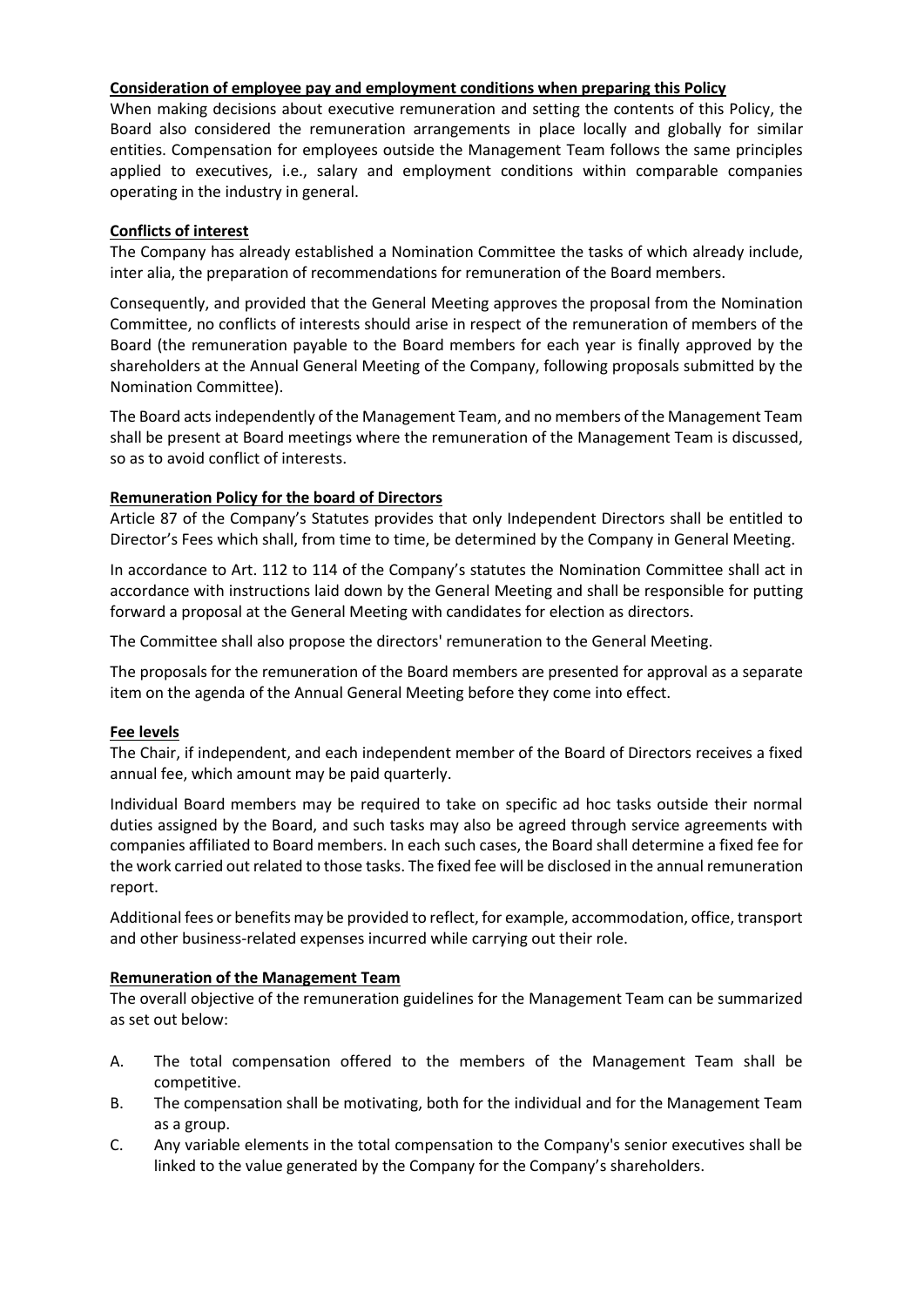**Consideration of employee pay and employment conditions when preparing this Policy**

When making decisions about executive remuneration and setting the contents of this Policy, the Board also considered the remuneration arrangements in place locally and globally for similar entities. Compensation for employees outside the Management Team follows the same principles applied to executives, i.e., salary and employment conditions within comparable companies operating in the industry in general.

**Conflicts of interest**

The Company has already established a Nomination Committee the tasks of which already include, inter alia, the preparation of recommendations for remuneration of the Board members.

Consequently, and provided that the General Meeting approves the proposal from the Nomination Committee, no conflicts of interests should arise in respect of the remuneration of members of the Board (the remuneration payable to the Board members for each year is finally approved by the shareholders at the Annual General Meeting of the Company, following proposals submitted by the Nomination Committee).

The Board acts independently of the Management Team, and no members of the Management Team shall be present at Board meetings where the remuneration of the Management Team is discussed, so as to avoid conflict of interests.

**Remuneration Policy for the board of Directors**

Article 87 of the Company's Statutes provides that only Independent Directors shall be entitled to Director's Fees which shall, from time to time, be determined by the Company in General Meeting.

In accordance to Art. 112 to 114 of the Company's statutes the Nomination Committee shall act in accordance with instructions laid down by the General Meeting and shall be responsible for putting forward a proposal at the General Meeting with candidates for election as directors.

The Committee shall also propose the directors' remuneration to the General Meeting.

The proposals for the remuneration of the Board members are presented for approval as a separate item on the agenda of the Annual General Meeting before they come into effect.

**Fee levels**

The Chair, if independent, and each independent member of the Board of Directors receives a fixed annual fee, which amount may be paid quarterly.

Individual Board members may be required to take on specific ad hoc tasks outside their normal duties assigned by the Board, and such tasks may also be agreed through service agreements with companies affiliated to Board members. In each such cases, the Board shall determine a fixed fee for the work carried out related to those tasks. The fixed fee will be disclosed in the annual remuneration report.

Additional fees or benefits may be provided to reflect, for example, accommodation, office, transport and other business-related expenses incurred while carrying out their role.

**Remuneration of the Management Team**

The overall objective of the remuneration guidelines for the Management Team can be summarized as set out below:

A. The total compensation offered to the members of the Management Team shall be competitive.

B. The compensation shall be motivating, both for the individual and for the Management Team as a group.

C. Any variable elements in the total compensation to the Company's senior executives shall be linked to the value generated by the Company for the Company's shareholders.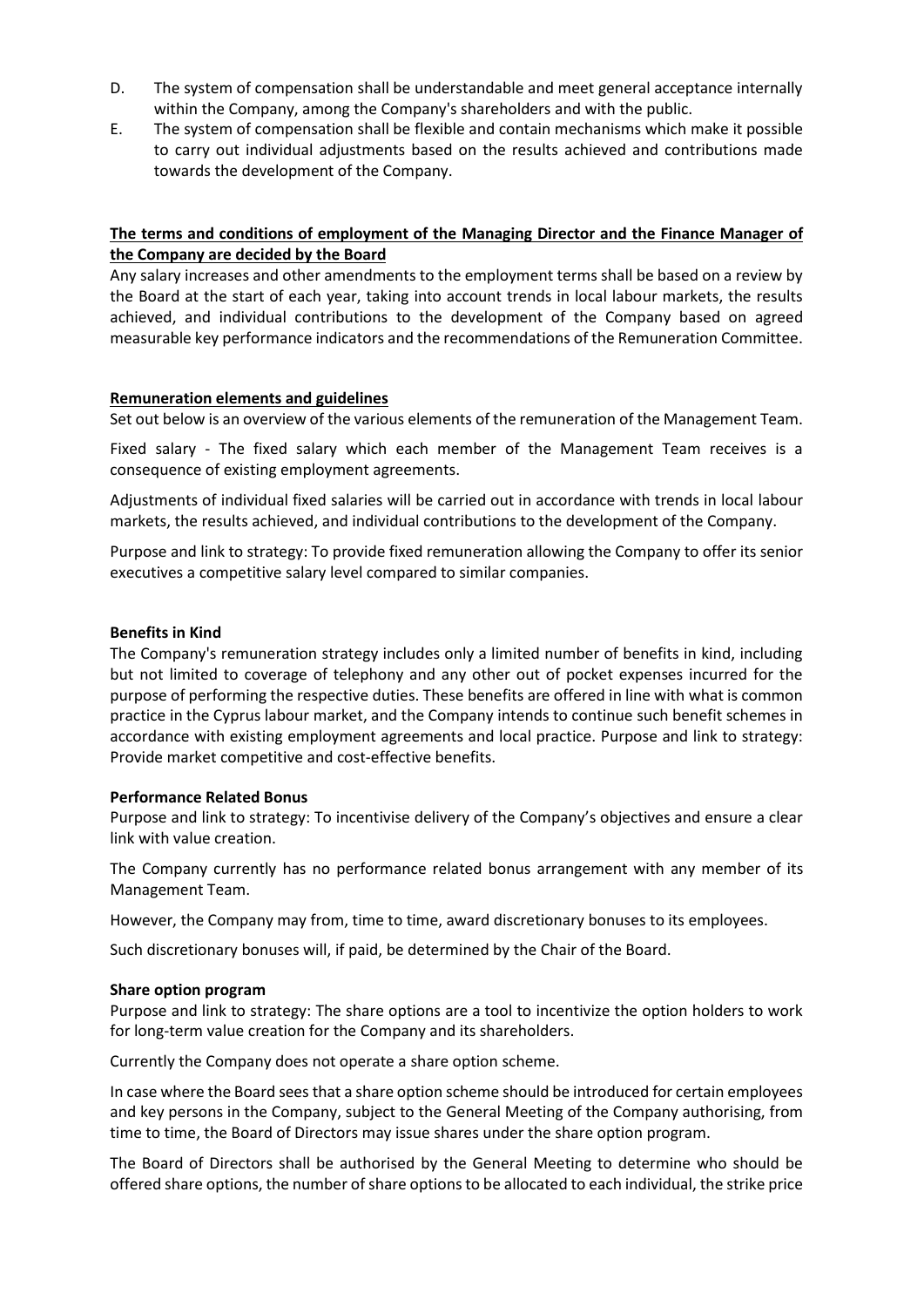D. The system of compensation shall be understandable and meet general acceptance internally within the Company, among the Company's shareholders and with the public.

E. The system of compensation shall be flexible and contain mechanisms which make it possible to carry out individual adjustments based on the results achieved and contributions made towards the development of the Company.

**The terms and conditions of employment of the Managing Director and the Finance Manager of the Company are decided by the Board**

Any salary increases and other amendments to the employment terms shall be based on a review by the Board at the start of each year, taking into account trends in local labour markets, the results achieved, and individual contributions to the development of the Company based on agreed measurable key performance indicators and the recommendations of the Remuneration Committee.

**Remuneration elements and guidelines**

Set out below is an overview of the various elements of the remuneration of the Management Team.

Fixed salary - The fixed salary which each member of the Management Team receives is a consequence of existing employment agreements.

Adjustments of individual fixed salaries will be carried out in accordance with trends in local labour markets, the results achieved, and individual contributions to the development of the Company.

Purpose and link to strategy: To provide fixed remuneration allowing the Company to offer its senior executives a competitive salary level compared to similar companies.

**Benefits in Kind**

The Company's remuneration strategy includes only a limited number of benefits in kind, including but not limited to coverage of telephony and any other out of pocket expenses incurred for the purpose of performing the respective duties. These benefits are offered in line with what is common practice in the Cyprus labour market, and the Company intends to continue such benefit schemes in accordance with existing employment agreements and local practice. Purpose and link to strategy: Provide market competitive and cost-effective benefits.

**Performance Related Bonus**

Purpose and link to strategy: To incentivise delivery of the Company's objectives and ensure a clear link with value creation.

The Company currently has no performance related bonus arrangement with any member of its Management Team.

However, the Company may from, time to time, award discretionary bonuses to its employees.

Such discretionary bonuses will, if paid, be determined by the Chair of the Board.

**Share option program**

Purpose and link to strategy: The share options are a tool to incentivize the option holders to work for long-term value creation for the Company and its shareholders.

Currently the Company does not operate a share option scheme.

In case where the Board sees that a share option scheme should be introduced for certain employees and key persons in the Company, subject to the General Meeting of the Company authorising, from time to time, the Board of Directors may issue shares under the share option program.

The Board of Directors shall be authorised by the General Meeting to determine who should be offered share options, the number of share options to be allocated to each individual, the strike price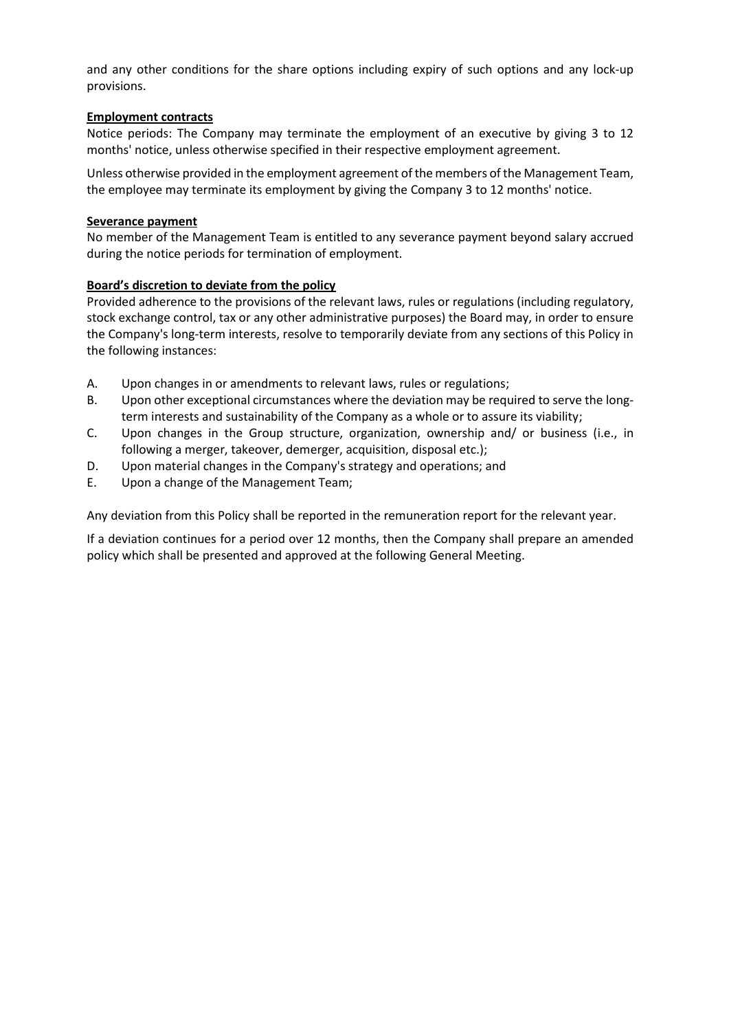and any other conditions for the share options including expiry of such options and any lock-up provisions.

**Employment contracts**

Notice periods: The Company may terminate the employment of an executive by giving 3 to 12 months' notice, unless otherwise specified in their respective employment agreement.

Unless otherwise provided in the employment agreement of the members of the Management Team, the employee may terminate its employment by giving the Company 3 to 12 months' notice.

**Severance payment**

No member of the Management Team is entitled to any severance payment beyond salary accrued during the notice periods for termination of employment.

**Board's discretion to deviate from the policy**

Provided adherence to the provisions of the relevant laws, rules or regulations (including regulatory, stock exchange control, tax or any other administrative purposes) the Board may, in order to ensure the Company's long-term interests, resolve to temporarily deviate from any sections of this Policy in the following instances:

A. Upon changes in or amendments to relevant laws, rules or regulations;
B. Upon other exceptional circumstances where the deviation may be required to serve the long-term interests and sustainability of the Company as a whole or to assure its viability;
C. Upon changes in the Group structure, organization, ownership and/ or business (i.e., in following a merger, takeover, demerger, acquisition, disposal etc.);
D. Upon material changes in the Company's strategy and operations; and
E. Upon a change of the Management Team;

Any deviation from this Policy shall be reported in the remuneration report for the relevant year.

If a deviation continues for a period over 12 months, then the Company shall prepare an amended policy which shall be presented and approved at the following General Meeting.